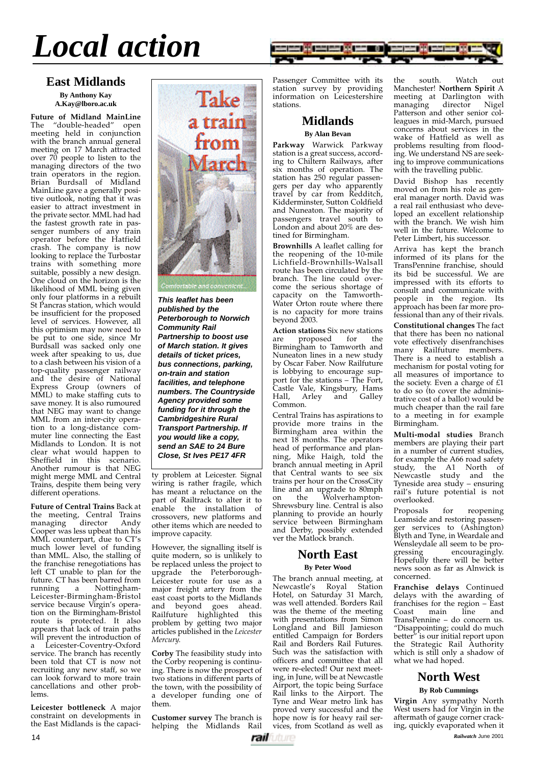# Local action

## East Midlands

**By Anthony Kay**
**A.Kay@lboro.ac.uk**

**Future of Midland MainLine** The "double-headed" open meeting held in conjunction with the branch annual general meeting on 17 March attracted over 70 people to listen to the managing directors of the two train operators in the region. Brian Burdsall of Midland MainLine gave a generally positive outlook, noting that it was easier to attract investment in the private sector. MML had had the fastest growth rate in passenger numbers of any train operator before the Hatfield crash. The company is now looking to replace the Turbostar trains with something more suitable, possibly a new design. One cloud on the horizon is the likelihood of MML being given only four platforms in a rebuilt St Pancras station, which would be insufficient for the proposed level of services. However, all this optimism may now need to be put to one side, since Mr Burdsall was sacked only one week after speaking to us, due to a clash between his vision of a top-quality passenger railway and the desire of National Express Group (owners of MML) to make staffing cuts to save money. It is also rumoured that NEG may want to change MML from an inter-city operation to a long-distance commuter line connecting the East Midlands to London. It is not clear what would happen to Sheffield in this scenario. Another rumour is that NEG might merge MML and Central Trains, despite them being very different operations.

**Future of Central Trains** Back at the meeting, Central Trains managing director Andy Cooper was less upbeat than his MML counterpart, due to CT's much lower level of funding than MML. Also, the stalling of the franchise renegotiations has left CT unable to plan for the future. CT has been barred from running a Nottingham-Leicester-Birmingham-Bristol service because Virgin's operation on the Birmingham-Bristol route is protected. It also appears that lack of train paths will prevent the introduction of a Leicester-Coventry-Oxford service. The branch has recently been told that CT is now not recruiting any new staff, so we can look forward to more train cancellations and other problems.

**Leicester bottleneck** A major constraint on developments in the East Midlands is the capacity problem at Leicester. Signal wiring is rather fragile, which has meant a reluctance on the part of Railtrack to alter it to enable the installation of crossovers, new platforms and other items which are needed to improve capacity.

However, the signalling itself is quite modern, so is unlikely to be replaced unless the project to upgrade the Peterborough-Leicester route for use as a major freight artery from the east coast ports to the Midlands and beyond goes ahead. Railfuture highlighted this problem by getting two major articles published in the *Leicester Mercury.*

**Corby** The feasibility study into the Corby reopening is continuing. There is now the prospect of two stations in different parts of the town, with the possibility of a developer funding one of them.

**Customer survey** The branch is helping the Midlands Rail Passenger Committee with its station survey by providing information on Leicestershire stations.

Take a train from March

Comfortable and convenient...

***This leaflet has been published by the Peterborough to Norwich Community Rail Partnership to boost use of March station. It gives details of ticket prices, bus connections, parking, on-train and station facilities, and telephone numbers. The Countryside Agency provided some funding for it through the Cambridgeshire Rural Transport Partnership. If you would like a copy, send an SAE to 24 Bure Close, St Ives PE17 4FR***

## Midlands

**By Alan Bevan**

**Parkway** Warwick Parkway station is a great success, according to Chiltern Railways, after six months of operation. The station has 250 regular passengers per day who apparently travel by car from Redditch, Kidderminster, Sutton Coldfield and Nuneaton. The majority of passengers travel south to London and about 20% are destined for Birmingham.

**Brownhills** A leaflet calling for the reopening of the 10-mile Lichfield-Brownhills-Walsall route has been circulated by the branch. The line could overcome the serious shortage of capacity on the Tamworth-Water Orton route where there is no capacity for more trains beyond 2003.

**Action stations** Six new stations are proposed for the Birmingham to Tamworth and Nuneaton lines in a new study by Oscar Faber. Now Railfuture is lobbying to encourage support for the stations – The Fort, Castle Vale, Kingsbury, Hams Hall, Arley and Galley Common.

Central Trains has aspirations to provide more trains in the Birmingham area within the next 18 months. The operators head of performance and planning, Mike Haigh, told the branch annual meeting in April that Central wants to see six trains per hour on the CrossCity line and an upgrade to 80mph on the Wolverhampton-Shrewsbury line. Central is also planning to provide an hourly service between Birmingham and Derby, possibly extended ver the Matlock branch.

## North East

**By Peter Wood**

The branch annual meeting, at Newcastle's Royal Station Hotel, on Saturday 31 March, was well attended. Borders Rail was the theme of the meeting with presentations from Simon Longland and Bill Jamieson entitled Campaign for Borders Rail and Borders Rail Futures. Such was the satisfaction with officers and committee that all were re-elected! Our next meeting, in June, will be at Newcastle Airport, the topic being Surface Rail links to the Airport. The Tyne and Wear metro link has proved very successful and the hope now is for heavy rail services, from Scotland as well as the south. Watch out Manchester! **Northern Spirit** A meeting at Darlington with managing director Nigel Patterson and other senior colleagues in mid-March, pursued concerns about services in the wake of Hatfield as well as problems resulting from flooding. We understand NS are seeking to improve communications with the travelling public.

David Bishop has recently moved on from his role as general manager north. David was a real rail enthusiast who developed an excellent relationship with the branch. We wish him well in the future. Welcome to Peter Limbert, his successor.

Arriva has kept the branch informed of its plans for the TransPennine franchise, should its bid be successful. We are impressed with its efforts to consult and communicate with people in the region. Its approach has been far more professional than any of their rivals.

**Constitutional changes** The fact that there has been no national vote effectively disenfranchises many Railfuture members. There is a need to establish a mechanism for postal voting for all measures of importance to the society. Even a charge of £1 to do so (to cover the administrative cost of a ballot) would be much cheaper than the rail fare to a meeting in for example Birmingham.

**Multi-modal studies** Branch members are playing their part in a number of current studies, for example the A66 road safety study, the A1 North of Newcastle study and the Tyneside area study – ensuring rail's future potential is not overlooked.

Proposals for reopening Leamside and restoring passenger services to (Ashington) Blyth and Tyne, in Weardale and Wensleydale all seem to be progressing encouragingly. Hopefully there will be better news soon as far as Alnwick is concerned.

**Franchise delays** Continued delays with the awarding of franchises for the region – East Coast main line and TransPennine – do concern us. "Disappointing; could do much better" is our initial report upon the Strategic Rail Authority which is still only a shadow of what we had hoped.

## North West

**By Rob Cummings**

**Virgin** Any sympathy North West users had for Virgin in the aftermath of gauge corner cracking, quickly evaporated when it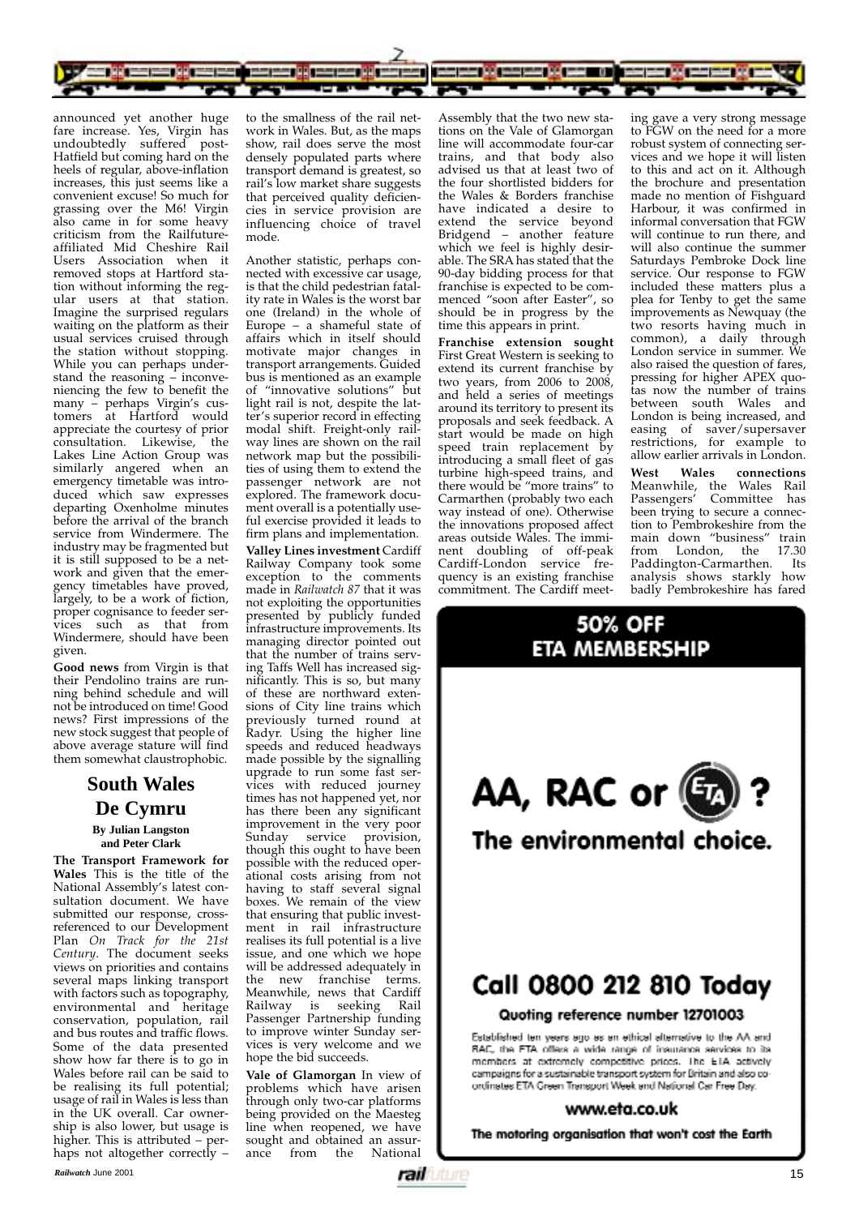announced yet another huge fare increase. Yes, Virgin has undoubtedly suffered post-Hatfield but coming hard on the heels of regular, above-inflation increases, this just seems like a convenient excuse! So much for grassing over the M6! Virgin also came in for some heavy criticism from the Railfuture-affiliated Mid Cheshire Rail Users Association when it removed stops at Hartford station without informing the regular users at that station. Imagine the surprised regulars waiting on the platform as their usual services cruised through the station without stopping. While you can perhaps understand the reasoning – inconveniencing the few to benefit the many – perhaps Virgin's customers at Hartford would appreciate the courtesy of prior consultation. Likewise, the Lakes Line Action Group was similarly angered when an emergency timetable was introduced which saw expresses departing Oxenholme minutes before the arrival of the branch service from Windermere. The industry may be fragmented but it is still supposed to be a network and given that the emergency timetables have proved, largely, to be a work of fiction, proper cognisance to feeder services such as that from Windermere, should have been given.

**Good news** from Virgin is that their Pendolino trains are running behind schedule and will not be introduced on time! Good news? First impressions of the new stock suggest that people of above average stature will find them somewhat claustrophobic.

## South Wales De Cymru

**By Julian Langston and Peter Clark**

**The Transport Framework for Wales** This is the title of the National Assembly's latest consultation document. We have submitted our response, cross-referenced to our Development Plan *On Track for the 21st Century*. The document seeks views on priorities and contains several maps linking transport with factors such as topography, environmental and heritage conservation, population, rail and bus routes and traffic flows. Some of the data presented show how far there is to go in Wales before rail can be said to be realising its full potential; usage of rail in Wales is less than in the UK overall. Car ownership is also lower, but usage is higher. This is attributed – perhaps not altogether correctly – to the smallness of the rail network in Wales. But, as the maps show, rail does serve the most densely populated parts where transport demand is greatest, so rail's low market share suggests that perceived quality deficiencies in service provision are influencing choice of travel mode.

Another statistic, perhaps connected with excessive car usage, is that the child pedestrian fatality rate in Wales is the worst bar one (Ireland) in the whole of Europe – a shameful state of affairs which in itself should motivate major changes in transport arrangements. Guided bus is mentioned as an example of "innovative solutions" but light rail is not, despite the latter's superior record in effecting modal shift. Freight-only railway lines are shown on the rail network map but the possibilities of using them to extend the passenger network are not explored. The framework document overall is a potentially useful exercise provided it leads to firm plans and implementation.

**Valley Lines investment** Cardiff Railway Company took some exception to the comments made in *Railwatch 87* that it was not exploiting the opportunities presented by publicly funded infrastructure improvements. Its managing director pointed out that the number of trains serving Taffs Well has increased significantly. This is so, but many of these are northward extensions of City line trains which previously turned round at Radyr. Using the higher line speeds and reduced headways made possible by the signalling upgrade to run some fast services with reduced journey times has not happened yet, nor has there been any significant improvement in the very poor Sunday service provision, though this ought to have been possible with the reduced operational costs arising from not having to staff several signal boxes. We remain of the view that ensuring that public investment in rail infrastructure realises its full potential is a live issue, and one which we hope will be addressed adequately in the new franchise terms. Meanwhile, news that Cardiff Railway is seeking Rail Passenger Partnership funding to improve winter Sunday services is very welcome and we hope the bid succeeds.

**Vale of Glamorgan** In view of problems which have arisen through only two-car platforms being provided on the Maesteg line when reopened, we have sought and obtained an assurance from the National Assembly that the two new stations on the Vale of Glamorgan line will accommodate four-car trains, and that body also advised us that at least two of the four shortlisted bidders for the Wales & Borders franchise have indicated a desire to extend the service beyond Bridgend – another feature which we feel is highly desirable. The SRA has stated that the 90-day bidding process for that franchise is expected to be commenced "soon after Easter", so should be in progress by the time this appears in print.

**Franchise extension sought** First Great Western is seeking to extend its current franchise by two years, from 2006 to 2008, and held a series of meetings around its territory to present its proposals and seek feedback. A start would be made on high speed train replacement by introducing a small fleet of gas turbine high-speed trains, and there would be "more trains" to Carmarthen (probably two each way instead of one). Otherwise the innovations proposed affect areas outside Wales. The imminent doubling of off-peak Cardiff-London service frequency is an existing franchise commitment. The Cardiff meeting gave a very strong message to FGW on the need for a more robust system of connecting services and we hope it will listen to this and act on it. Although the brochure and presentation made no mention of Fishguard Harbour, it was confirmed in informal conversation that FGW will continue to run there, and will also continue the summer Saturdays Pembroke Dock line service. Our response to FGW included these matters plus a plea for Tenby to get the same improvements as Newquay (the two resorts having much in common), a daily through London service in summer. We also raised the question of fares, pressing for higher APEX quotas now the number of trains between south Wales and London is being increased, and easing of saver/supersaver restrictions, for example to allow earlier arrivals in London.

**West Wales connections** Meanwhile, the Wales Rail Passengers' Committee has been trying to secure a connection to Pembrokeshire from the main down "business" train from London, the 17.30 Paddington-Carmarthen. Its analysis shows starkly how badly Pembrokeshire has fared

**50% OFF ETA MEMBERSHIP**

**AA, RAC or ETA?**

**The environmental choice.**

**Call 0800 212 810 Today**

**Quoting reference number 12701003**

Established ten years ago as an ethical alternative to the AA and RAC, the ETA offers a wide range of insurance services to its members at extremely competitive prices. The ETA actively campaigns for a sustainable transport system for Britain and also co-ordinates ETA Green Transport Week and National Car Free Day.

**www.eta.co.uk**

**The motoring organisation that won't cost the Earth**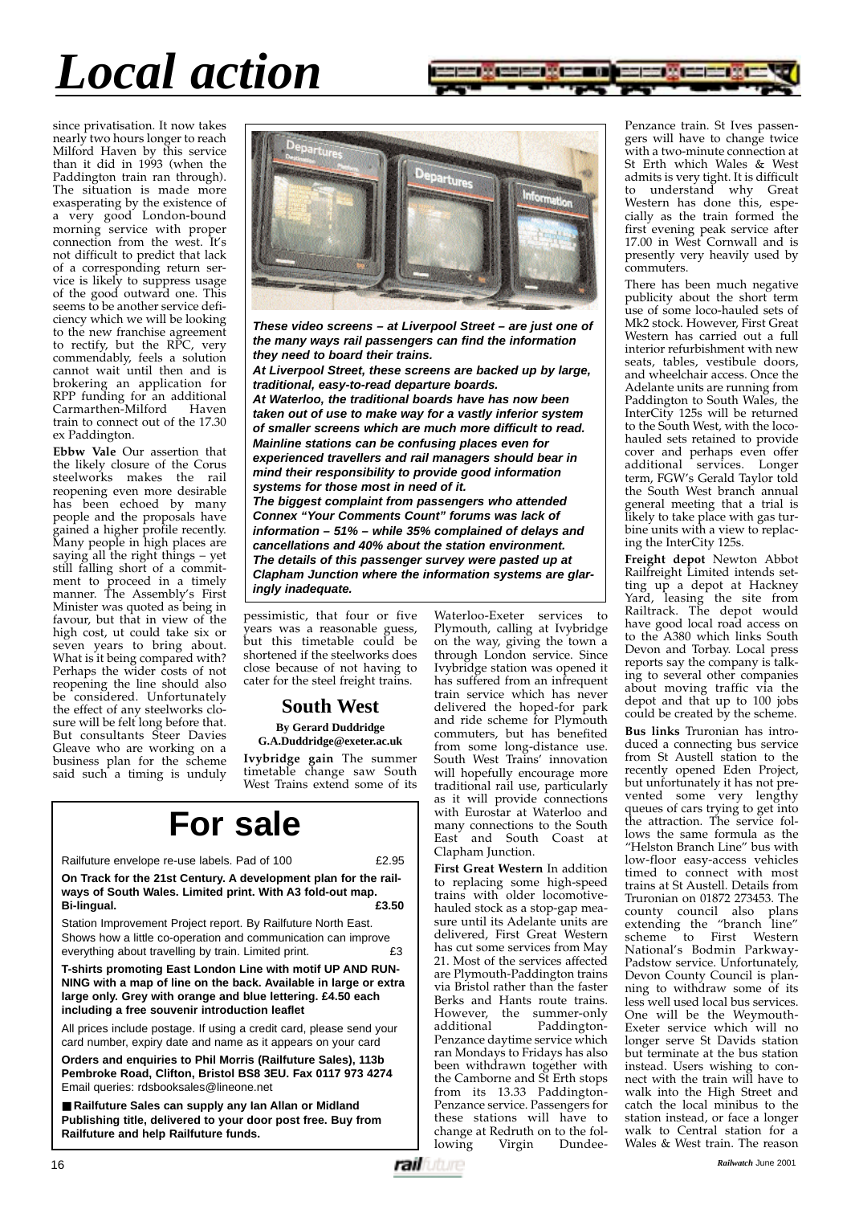# Local action

since privatisation. It now takes nearly two hours longer to reach Milford Haven by this service than it did in 1993 (when the Paddington train ran through). The situation is made more exasperating by the existence of a very good London-bound morning service with proper connection from the west. It's not difficult to predict that lack of a corresponding return service is likely to suppress usage of the good outward one. This seems to be another service deficiency which we will be looking to the new franchise agreement to rectify, but the RPC, very commendably, feels a solution cannot wait until then and is brokering an application for RPP funding for an additional Carmarthen-Milford Haven train to connect out of the 17.30 ex Paddington.

**Ebbw Vale** Our assertion that the likely closure of the Corus steelworks makes the rail reopening even more desirable has been echoed by many people and the proposals have gained a higher profile recently. Many people in high places are saying all the right things – yet still falling short of a commitment to proceed in a timely manner. The Assembly's First Minister was quoted as being in favour, but that in view of the high cost, it could take six or seven years to bring about. What is it being compared with? Perhaps the wider costs of not reopening the line should also be considered. Unfortunately the effect of any steelworks closure will be felt long before that. But consultants Steer Davies Gleave who are working on a business plan for the scheme said such a timing is unduly pessimistic, that four or five years was a reasonable guess, but this timetable could be shortened if the steelworks does close because of not having to cater for the steel freight trains.

***These video screens – at Liverpool Street – are just one of the many ways rail passengers can find the information they need to board their trains.***
***At Liverpool Street, these screens are backed up by large, traditional, easy-to-read departure boards.***
***At Waterloo, the traditional boards have has now been taken out of use to make way for a vastly inferior system of smaller screens which are much more difficult to read.***
***Mainline stations can be confusing places even for experienced travellers and rail managers should bear in mind their responsibility to provide good information systems for those most in need of it.***
***The biggest complaint from passengers who attended Connex "Your Comments Count" forums was lack of information – 51% – while 35% complained of delays and cancellations and 40% about the station environment.***
***The details of this passenger survey were pasted up at Clapham Junction where the information systems are glaringly inadequate.***

## South West

**By Gerard Duddridge**
**G.A.Duddridge@exeter.ac.uk**

**Ivybridge gain** The summer timetable change saw South West Trains extend some of its Waterloo-Exeter services to Plymouth, calling at Ivybridge on the way, giving the town a through London service. Since Ivybridge station was opened it has suffered from an infrequent train service which has never delivered the hoped-for park and ride scheme for Plymouth commuters, but has benefited from some long-distance use. South West Trains' innovation will hopefully encourage more traditional rail use, particularly as it will provide connections with Eurostar at Waterloo and many connections to the South East and South Coast at Clapham Junction.

**First Great Western** In addition to replacing some high-speed trains with older locomotive-hauled stock as a stop-gap measure until its Adelante units are delivered, First Great Western has cut some services from May 21. Most of the services affected are Plymouth-Paddington trains via Bristol rather than the faster Berks and Hants route trains. However, the summer-only additional Paddington-Penzance daytime service which ran Mondays to Fridays has also been withdrawn together with the Camborne and St Erth stops from its 13.33 Paddington-Penzance service. Passengers for these stations will have to change at Redruth on to the following Virgin Dundee-Penzance train. St Ives passengers will have to change twice with a two-minute connection at St Erth which Wales & West admits is very tight. It is difficult to understand why Great Western has done this, especially as the train formed the first evening peak service after 17.00 in West Cornwall and is presently very heavily used by commuters.

There has been much negative publicity about the short term use of some loco-hauled sets of Mk2 stock. However, First Great Western has carried out a full interior refurbishment with new seats, tables, vestibule doors, and wheelchair access. Once the Adelante units are running from Paddington to South Wales, the InterCity 125s will be returned to the South West, with the loco-hauled sets retained to provide cover and perhaps even offer additional services. Longer term, FGW's Gerald Taylor told the South West branch annual general meeting that a trial is likely to take place with gas turbine units with a view to replacing the InterCity 125s.

**Freight depot** Newton Abbot Railfreight Limited intends setting up a depot at Hackney Yard, leasing the site from Railtrack. The depot would have good local road access on to the A380 which links South Devon and Torbay. Local press reports say the company is talking to several other companies about moving traffic via the depot and that up to 100 jobs could be created by the scheme.

**Bus links** Truronian has introduced a connecting bus service from St Austell station to the recently opened Eden Project, but unfortunately it has not prevented some very lengthy queues of cars trying to get into the attraction. The service follows the same formula as the "Helston Branch Line" bus with low-floor easy-access vehicles timed to connect with most trains at St Austell. Details from Truronian on 01872 273453. The county council also plans extending the "branch line" scheme to First Western National's Bodmin Parkway-Padstow service. Unfortunately, Devon County Council is planning to withdraw some of its less well used local bus services. One will be the Weymouth-Exeter service which will no longer serve St Davids station but terminate at the bus station instead. Users wishing to connect with the train will have to walk into the High Street and catch the local minibus to the station instead, or face a longer walk to Central station for a Wales & West train. The reason

# For sale

| | |
|---|---|
| Railfuture envelope re-use labels. Pad of 100 | £2.95 |
| **On Track for the 21st Century. A development plan for the railways of South Wales. Limited print. With A3 fold-out map. Bi-lingual.** | **£3.50** |
| Station Improvement Project report. By Railfuture North East. Shows how a little co-operation and communication can improve everything about travelling by train. Limited print. | £3 |

**T-shirts promoting East London Line with motif UP AND RUNNING with a map of line on the back. Available in large or extra large only. Grey with orange and blue lettering. £4.50 each including a free souvenir introduction leaflet**

All prices include postage. If using a credit card, please send your card number, expiry date and name as it appears on your card

**Orders and enquiries to Phil Morris (Railfuture Sales), 113b Pembroke Road, Clifton, Bristol BS8 3EU. Fax 0117 973 4274**
Email queries: rdsbooksales@lineone.net

■ **Railfuture Sales can supply any Ian Allan or Midland Publishing title, delivered to your door post free. Buy from Railfuture and help Railfuture funds.**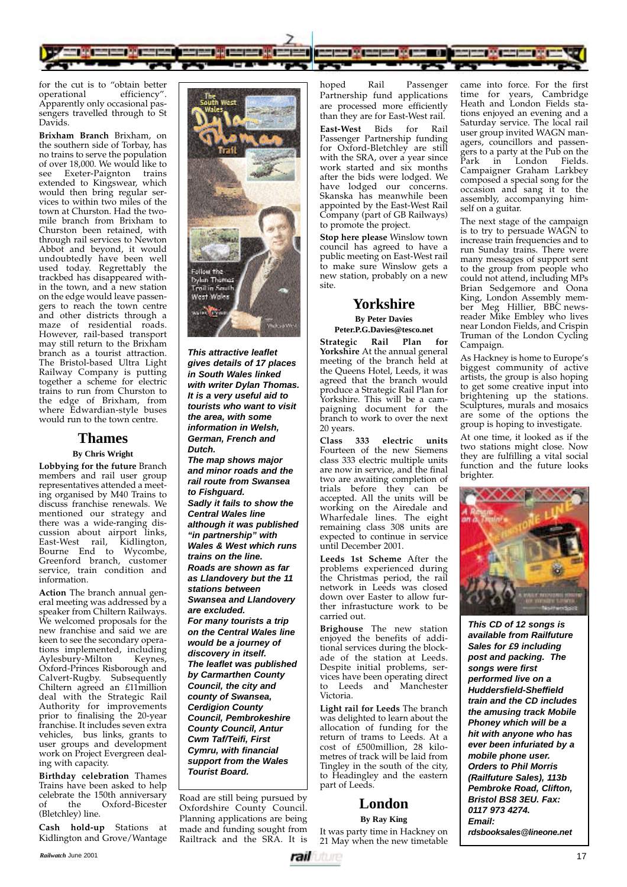for the cut is to "obtain better operational efficiency". Apparently only occasional passengers travelled through to St Davids.

**Brixham Branch** Brixham, on the southern side of Torbay, has no trains to serve the population of over 18,000. We would like to see Exeter-Paignton trains extended to Kingswear, which would then bring regular services to within two miles of the town at Churston. Had the two-mile branch from Brixham to Churston been retained, with through rail services to Newton Abbot and beyond, it would undoubtedly have been well used today. Regrettably the trackbed has disappeared within the town, and a new station on the edge would leave passengers to reach the town centre and other districts through a maze of residential roads. However, rail-based transport may still return to the Brixham branch as a tourist attraction. The Bristol-based Ultra Light Railway Company is putting together a scheme for electric trains to run from Churston to the edge of Brixham, from where Edwardian-style buses would run to the town centre.

## Thames

**By Chris Wright**

**Lobbying for the future** Branch members and rail user group representatives attended a meeting organised by M40 Trains to discuss franchise renewals. We mentioned our strategy and there was a wide-ranging discussion about airport links, East-West rail, Kidlington, Bourne End to Wycombe, Greenford branch, customer service, train condition and information.

**Action** The branch annual general meeting was addressed by a speaker from Chiltern Railways. We welcomed proposals for the new franchise and said we are keen to see the secondary operations implemented, including Aylesbury-Milton Keynes, Oxford-Princes Risborough and Calvert-Rugby. Subsequently Chiltern agreed an £11million deal with the Strategic Rail Authority for improvements prior to finalising the 20-year franchise. It includes seven extra vehicles, bus links, grants to user groups and development work on Project Evergreen dealing with capacity.

**Birthday celebration** Thames Trains have been asked to help celebrate the 150th anniversary of the Oxford-Bicester (Bletchley) line.

**Cash hold-up** Stations at Kidlington and Grove/Wantage Road are still being pursued by Oxfordshire County Council. Planning applications are being made and funding sought from Railtrack and the SRA. It is hoped Rail Passenger Partnership fund applications are processed more efficiently than they are for East-West rail.

**East-West** Bids for Rail Passenger Partnership funding for Oxford-Bletchley are still with the SRA, over a year since work started and six months after the bids were lodged. We have lodged our concerns. Skanska has meanwhile been appointed by the East-West Rail Company (part of GB Railways) to promote the project.

**Stop here please** Winslow town council has agreed to have a public meeting on East-West rail to make sure Winslow gets a new station, probably on a new site.

*This attractive leaflet gives details of 17 places in South Wales linked with writer Dylan Thomas. It is a very useful aid to tourists who want to visit the area, with some information in Welsh, German, French and Dutch.*
*The map shows major and minor roads and the rail route from Swansea to Fishguard.*
*Sadly it fails to show the Central Wales line although it was published "in partnership" with Wales & West which runs trains on the line.*
*Roads are shown as far as Llandovery but the 11 stations between Swansea and Llandovery are excluded.*
*For many tourists a trip on the Central Wales line would be a journey of discovery in itself.*
*The leaflet was published by Carmarthen County Council, the city and county of Swansea, Cerdigion County Council, Pembrokeshire County Council, Antur Cwm Taf/Teifi, First Cymru, with financial support from the Wales Tourist Board.*

## Yorkshire

**By Peter Davies**
**Peter.P.G.Davies@tesco.net**

**Strategic Rail Plan for Yorkshire** At the annual general meeting of the branch held at the Queens Hotel, Leeds, it was agreed that the branch would produce a Strategic Rail Plan for Yorkshire. This will be a campaigning document for the branch to work to over the next 20 years.

**Class 333 electric units** Fourteen of the new Siemens class 333 electric multiple units are now in service, and the final two are awaiting completion of trials before they can be accepted. All the units will be working on the Airedale and Wharfedale lines. The eight remaining class 308 units are expected to continue in service until December 2001.

**Leeds 1st Scheme** After the problems experienced during the Christmas period, the rail network in Leeds was closed down over Easter to allow further infrastructure work to be carried out.

**Brighouse** The new station enjoyed the benefits of additional services during the blockade of the station at Leeds. Despite initial problems, services have been operating direct to Leeds and Manchester Victoria.

**Light rail for Leeds** The branch was delighted to learn about the allocation of funding for the return of trams to Leeds. At a cost of £500million, 28 kilometres of track will be laid from Tingley in the south of the city, to Headingley and the eastern part of Leeds.

## London

**By Ray King**

It was party time in Hackney on 21 May when the new timetable came into force. For the first time for years, Cambridge Heath and London Fields stations enjoyed an evening and a Saturday service. The local rail user group invited WAGN managers, councillors and passengers to a party at the Pub on the Park in London Fields. Campaigner Graham Larkbey composed a special song for the occasion and sang it to the assembly, accompanying himself on a guitar.

The next stage of the campaign is to try to persuade WAGN to increase train frequencies and to run Sunday trains. There were many messages of support sent to the group from people who could not attend, including MPs Brian Sedgemore and Oona King, London Assembly member Meg Hillier, BBC newsreader Mike Embley who lives near London Fields, and Crispin Truman of the London Cycling Campaign.

As Hackney is home to Europe's biggest community of active artists, the group is also hoping to get some creative input into brightening up the stations. Sculptures, murals and mosaics are some of the options the group is hoping to investigate.

At one time, it looked as if the two stations might close. Now they are fulfilling a vital social function and the future looks brighter.

*This CD of 12 songs is available from Railfuture Sales for £9 including post and packing. The songs were first performed live on a Huddersfield-Sheffield train and the CD includes the amusing track Mobile Phoney which will be a hit with anyone who has ever been infuriated by a mobile phone user.*
*Orders to Phil Morris (Railfuture Sales), 113b Pembroke Road, Clifton, Bristol BS8 3EU. Fax: 0117 973 4274.*
*Email: rdsbooksales@lineone.net*